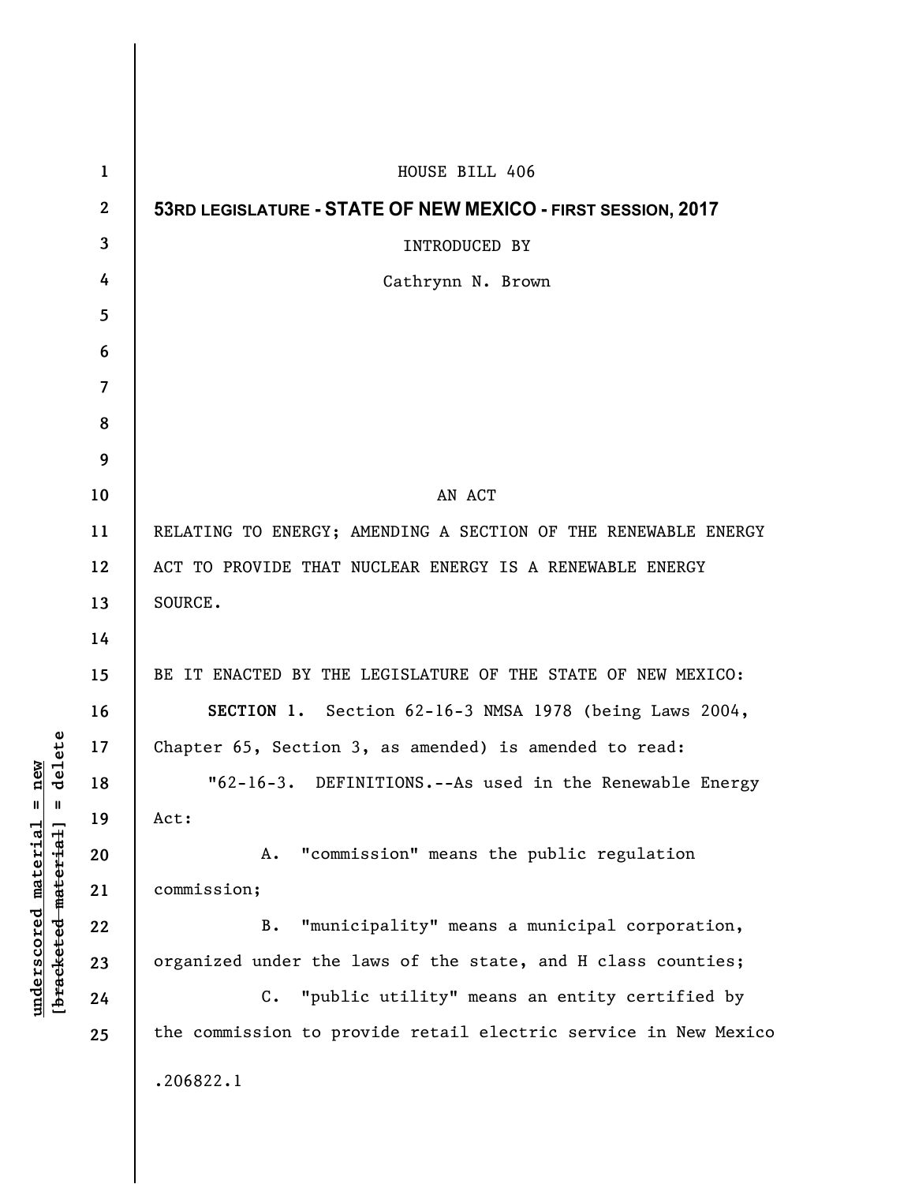HOUSE BILL 406

**53RD LEGISLATURE - STATE OF NEW MEXICO - FIRST SESSION, 2017**

INTRODUCED BY

Cathrynn N. Brown

AN ACT

RELATING TO ENERGY; AMENDING A SECTION OF THE RENEWABLE ENERGY ACT TO PROVIDE THAT NUCLEAR ENERGY IS A RENEWABLE ENERGY SOURCE.

BE IT ENACTED BY THE LEGISLATURE OF THE STATE OF NEW MEXICO:

**SECTION 1.** Section 62-16-3 NMSA 1978 (being Laws 2004, Chapter 65, Section 3, as amended) is amended to read:

"62-16-3. DEFINITIONS.--As used in the Renewable Energy Act:

A. "commission" means the public regulation commission;

B. "municipality" means a municipal corporation, organized under the laws of the state, and H class counties;

C. "public utility" means an entity certified by the commission to provide retail electric service in New Mexico

.206822.1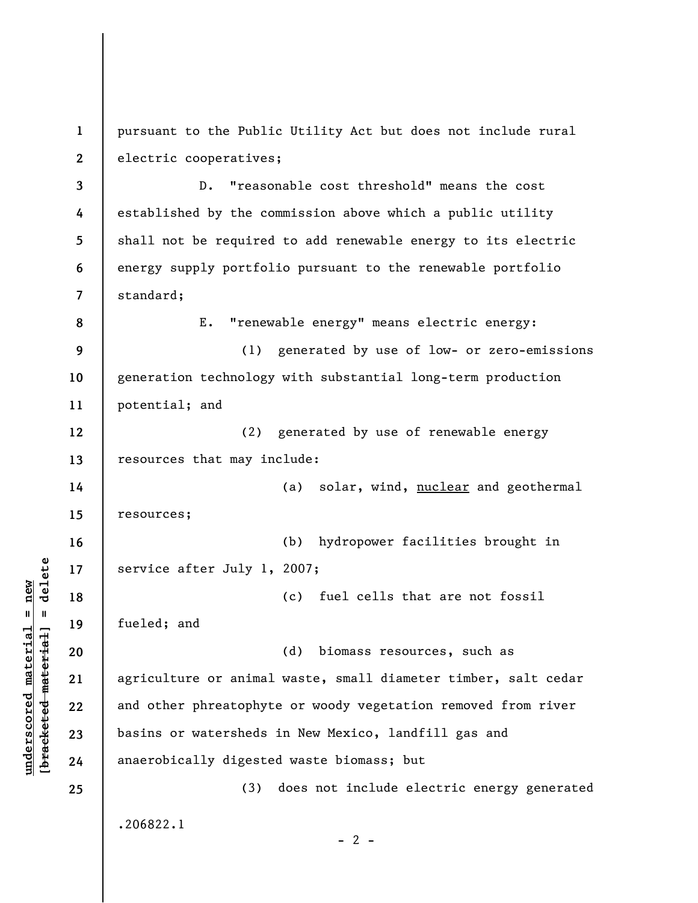pursuant to the Public Utility Act but does not include rural electric cooperatives;

D. "reasonable cost threshold" means the cost established by the commission above which a public utility shall not be required to add renewable energy to its electric energy supply portfolio pursuant to the renewable portfolio standard;

E. "renewable energy" means electric energy:

(1) generated by use of low- or zero-emissions generation technology with substantial long-term production potential; and

(2) generated by use of renewable energy resources that may include:

(a) solar, wind, <u>nuclear</u> and geothermal resources;

(b) hydropower facilities brought in service after July 1, 2007;

(c) fuel cells that are not fossil fueled; and

(d) biomass resources, such as agriculture or animal waste, small diameter timber, salt cedar and other phreatophyte or woody vegetation removed from river basins or watersheds in New Mexico, landfill gas and anaerobically digested waste biomass; but

(3) does not include electric energy generated

.206822.1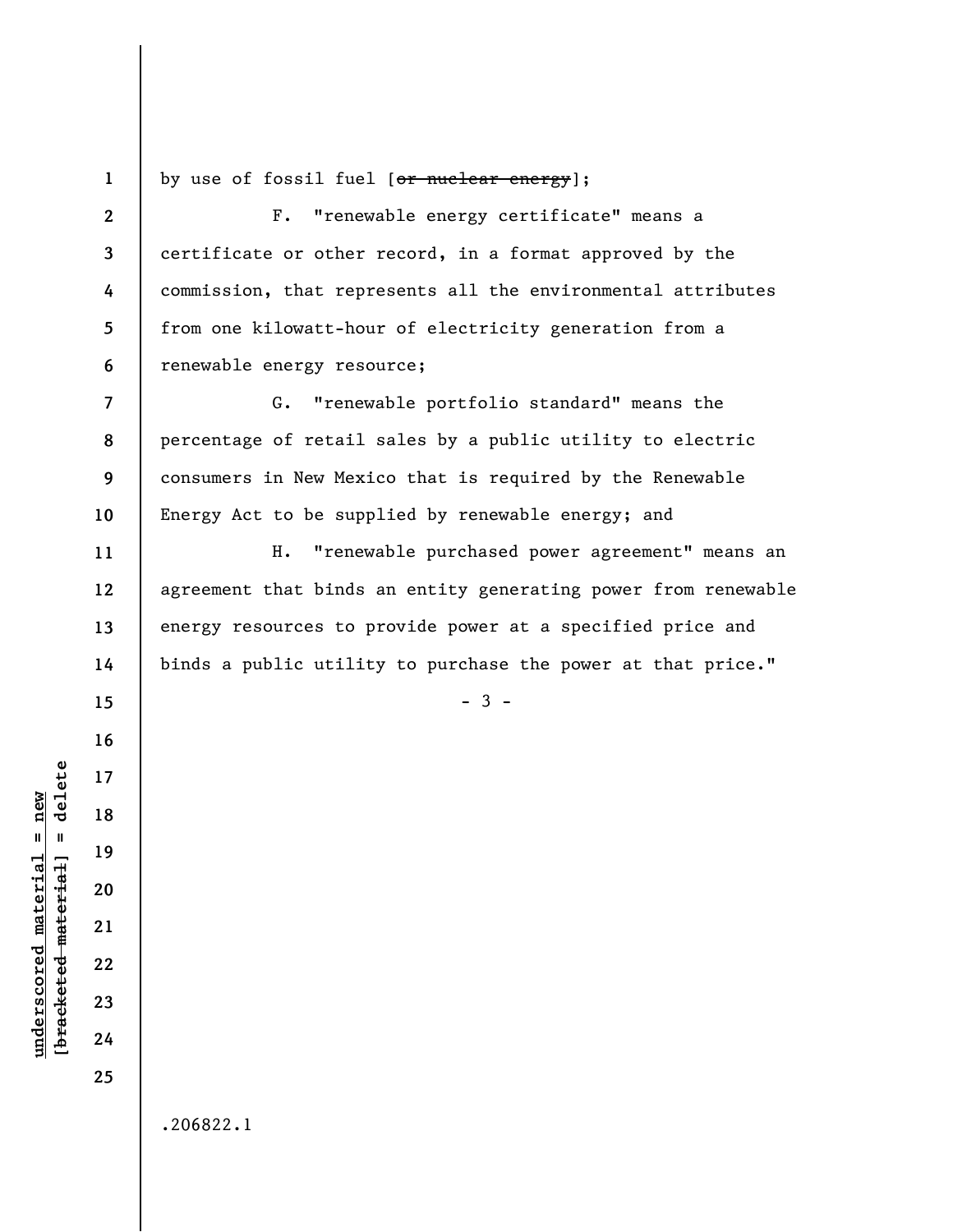by use of fossil fuel [~~or nuclear energy~~];

F. "renewable energy certificate" means a certificate or other record, in a format approved by the commission, that represents all the environmental attributes from one kilowatt-hour of electricity generation from a renewable energy resource;

G. "renewable portfolio standard" means the percentage of retail sales by a public utility to electric consumers in New Mexico that is required by the Renewable Energy Act to be supplied by renewable energy; and

H. "renewable purchased power agreement" means an agreement that binds an entity generating power from renewable energy resources to provide power at a specified price and binds a public utility to purchase the power at that price."

.206822.1